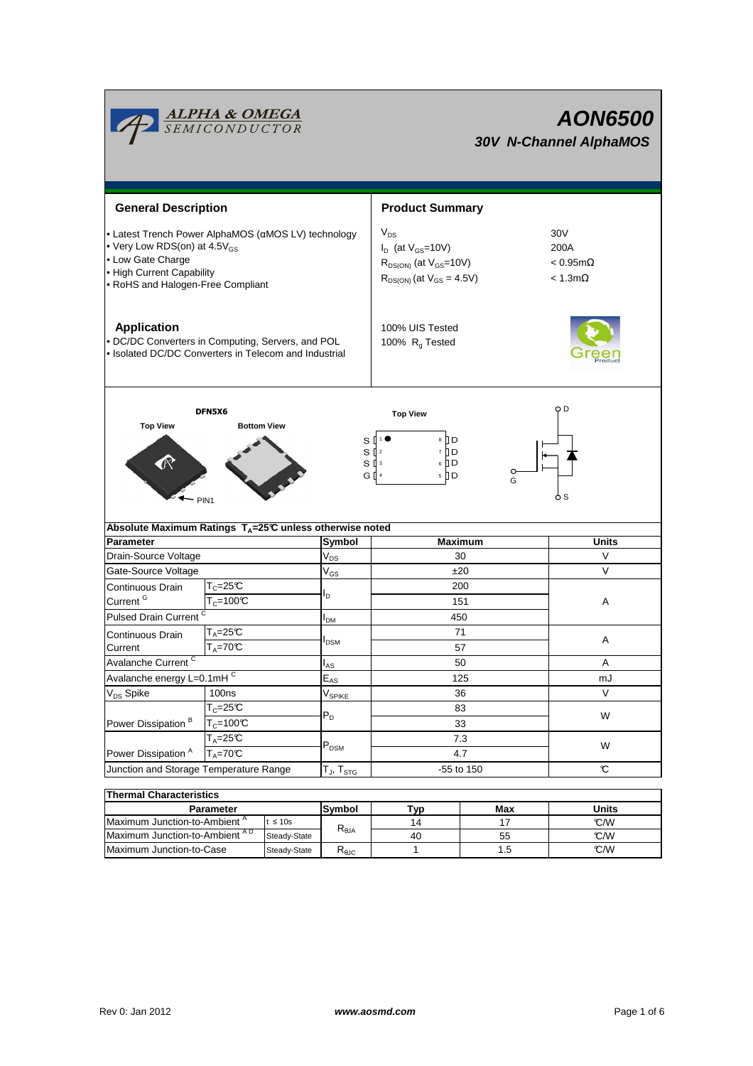ALPHA & OMEGA SEMICONDUCTOR

# AON6500

## 30V N-Channel AlphaMOS

### General Description

- Latest Trench Power AlphaMOS (αMOS LV) technology
- Very Low RDS(on) at 4.5$V_{GS}$
- Low Gate Charge
- High Current Capability
- RoHS and Halogen-Free Compliant

### Product Summary

| | |
|---|---|
| $V_{DS}$ | 30V |
| $I_D$ (at $V_{GS}$=10V) | 200A |
| $R_{DS(ON)}$ (at $V_{GS}$=10V) | < 0.95mΩ |
| $R_{DS(ON)}$ (at $V_{GS}$ = 4.5V) | < 1.3mΩ |

### Application

- DC/DC Converters in Computing, Servers, and POL
- Isolated DC/DC Converters in Telecom and Industrial

100% UIS Tested
100% $R_g$ Tested

Green Product

DFN5X6

Top View    Bottom View

PIN1

Top View

S 1 ● 8 D
S 2 7 D
S 3 6 D
G 4 5 D

D
G
S

### Absolute Maximum Ratings $T_A$=25°C unless otherwise noted

| Parameter | | Symbol | Maximum | Units |
|---|---|---|---|---|
| Drain-Source Voltage | | $V_{DS}$ | 30 | V |
| Gate-Source Voltage | | $V_{GS}$ | ±20 | V |
| Continuous Drain Current [G] | $T_C$=25°C | $I_D$ | 200 | A |
| | $T_C$=100°C | | 151 | |
| Pulsed Drain Current [C] | | $I_{DM}$ | 450 | |
| Continuous Drain Current | $T_A$=25°C | $I_{DSM}$ | 71 | A |
| | $T_A$=70°C | | 57 | |
| Avalanche Current [C] | | $I_{AS}$ | 50 | A |
| Avalanche energy L=0.1mH [C] | | $E_{AS}$ | 125 | mJ |
| $V_{DS}$ Spike | 100ns | $V_{SPIKE}$ | 36 | V |
| Power Dissipation [B] | $T_C$=25°C | $P_D$ | 83 | W |
| | $T_C$=100°C | | 33 | |
| Power Dissipation [A] | $T_A$=25°C | $P_{DSM}$ | 7.3 | W |
| | $T_A$=70°C | | 4.7 | |
| Junction and Storage Temperature Range | | $T_J$, $T_{STG}$ | -55 to 150 | °C |

### Thermal Characteristics

| Parameter | | Symbol | Typ | Max | Units |
|---|---|---|---|---|---|
| Maximum Junction-to-Ambient [A] | t ≤ 10s | $R_{\theta JA}$ | 14 | 17 | °C/W |
| Maximum Junction-to-Ambient [A D] | Steady-State | | 40 | 55 | °C/W |
| Maximum Junction-to-Case | Steady-State | $R_{\theta JC}$ | 1 | 1.5 | °C/W |

Rev 0: Jan 2012    www.aosmd.com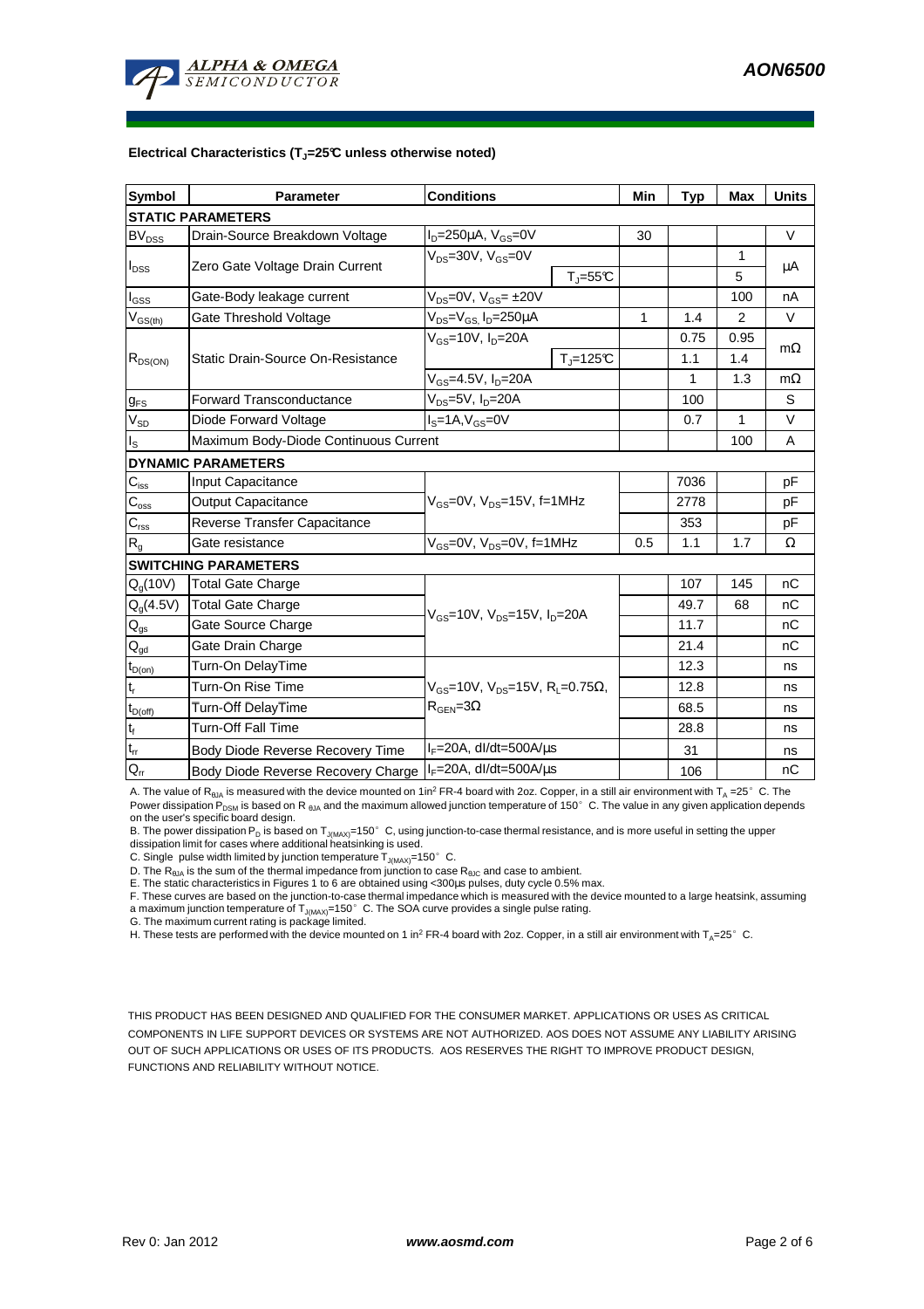**Electrical Characteristics ($T_J$=25°C unless otherwise noted)**

| Symbol | Parameter | Conditions | | Min | Typ | Max | Units |
|---|---|---|---|---|---|---|---|
| **STATIC PARAMETERS** | | | | | | | |
| $BV_{DSS}$ | Drain-Source Breakdown Voltage | $I_D$=250µA, $V_{GS}$=0V | | 30 | | | V |
| $I_{DSS}$ | Zero Gate Voltage Drain Current | $V_{DS}$=30V, $V_{GS}$=0V | | | | 1 | µA |
| | | | $T_J$=55°C | | | 5 | |
| $I_{GSS}$ | Gate-Body leakage current | $V_{DS}$=0V, $V_{GS}$= ±20V | | | | 100 | nA |
| $V_{GS(th)}$ | Gate Threshold Voltage | $V_{DS}$=$V_{GS}$, $I_D$=250µA | | 1 | 1.4 | 2 | V |
| $R_{DS(ON)}$ | Static Drain-Source On-Resistance | $V_{GS}$=10V, $I_D$=20A | | | 0.75 | 0.95 | mΩ |
| | | | $T_J$=125°C | | 1.1 | 1.4 | |
| | | $V_{GS}$=4.5V, $I_D$=20A | | | 1 | 1.3 | mΩ |
| $g_{FS}$ | Forward Transconductance | $V_{DS}$=5V, $I_D$=20A | | | 100 | | S |
| $V_{SD}$ | Diode Forward Voltage | $I_S$=1A,$V_{GS}$=0V | | | 0.7 | 1 | V |
| $I_S$ | Maximum Body-Diode Continuous Current | | | | | 100 | A |
| **DYNAMIC PARAMETERS** | | | | | | | |
| $C_{iss}$ | Input Capacitance | $V_{GS}$=0V, $V_{DS}$=15V, f=1MHz | | | 7036 | | pF |
| $C_{oss}$ | Output Capacitance | | | | 2778 | | pF |
| $C_{rss}$ | Reverse Transfer Capacitance | | | | 353 | | pF |
| $R_g$ | Gate resistance | $V_{GS}$=0V, $V_{DS}$=0V, f=1MHz | | 0.5 | 1.1 | 1.7 | Ω |
| **SWITCHING PARAMETERS** | | | | | | | |
| $Q_g$(10V) | Total Gate Charge | $V_{GS}$=10V, $V_{DS}$=15V, $I_D$=20A | | | 107 | 145 | nC |
| $Q_g$(4.5V) | Total Gate Charge | | | | 49.7 | 68 | nC |
| $Q_{gs}$ | Gate Source Charge | | | | 11.7 | | nC |
| $Q_{gd}$ | Gate Drain Charge | | | | 21.4 | | nC |
| $t_{D(on)}$ | Turn-On DelayTime | $V_{GS}$=10V, $V_{DS}$=15V, $R_L$=0.75Ω, $R_{GEN}$=3Ω | | | 12.3 | | ns |
| $t_r$ | Turn-On Rise Time | | | | 12.8 | | ns |
| $t_{D(off)}$ | Turn-Off DelayTime | | | | 68.5 | | ns |
| $t_f$ | Turn-Off Fall Time | | | | 28.8 | | ns |
| $t_{rr}$ | Body Diode Reverse Recovery Time | $I_F$=20A, dI/dt=500A/µs | | | 31 | | ns |
| $Q_{rr}$ | Body Diode Reverse Recovery Charge | $I_F$=20A, dI/dt=500A/µs | | | 106 | | nC |

A. The value of $R_{\theta JA}$ is measured with the device mounted on 1in² FR-4 board with 2oz. Copper, in a still air environment with $T_A$ =25° C. The Power dissipation $P_{DSM}$ is based on R $_{\theta JA}$ and the maximum allowed junction temperature of 150° C. The value in any given application depends on the user's specific board design.

B. The power dissipation $P_D$ is based on $T_{J(MAX)}$=150° C, using junction-to-case thermal resistance, and is more useful in setting the upper dissipation limit for cases where additional heatsinking is used.

C. Single pulse width limited by junction temperature $T_{J(MAX)}$=150° C.

D. The $R_{\theta JA}$ is the sum of the thermal impedance from junction to case $R_{\theta JC}$ and case to ambient.

E. The static characteristics in Figures 1 to 6 are obtained using <300µs pulses, duty cycle 0.5% max.

F. These curves are based on the junction-to-case thermal impedance which is measured with the device mounted to a large heatsink, assuming a maximum junction temperature of $T_{J(MAX)}$=150° C. The SOA curve provides a single pulse rating.

G. The maximum current rating is package limited.

H. These tests are performed with the device mounted on 1 in² FR-4 board with 2oz. Copper, in a still air environment with $T_A$=25° C.

THIS PRODUCT HAS BEEN DESIGNED AND QUALIFIED FOR THE CONSUMER MARKET. APPLICATIONS OR USES AS CRITICAL COMPONENTS IN LIFE SUPPORT DEVICES OR SYSTEMS ARE NOT AUTHORIZED. AOS DOES NOT ASSUME ANY LIABILITY ARISING OUT OF SUCH APPLICATIONS OR USES OF ITS PRODUCTS. AOS RESERVES THE RIGHT TO IMPROVE PRODUCT DESIGN, FUNCTIONS AND RELIABILITY WITHOUT NOTICE.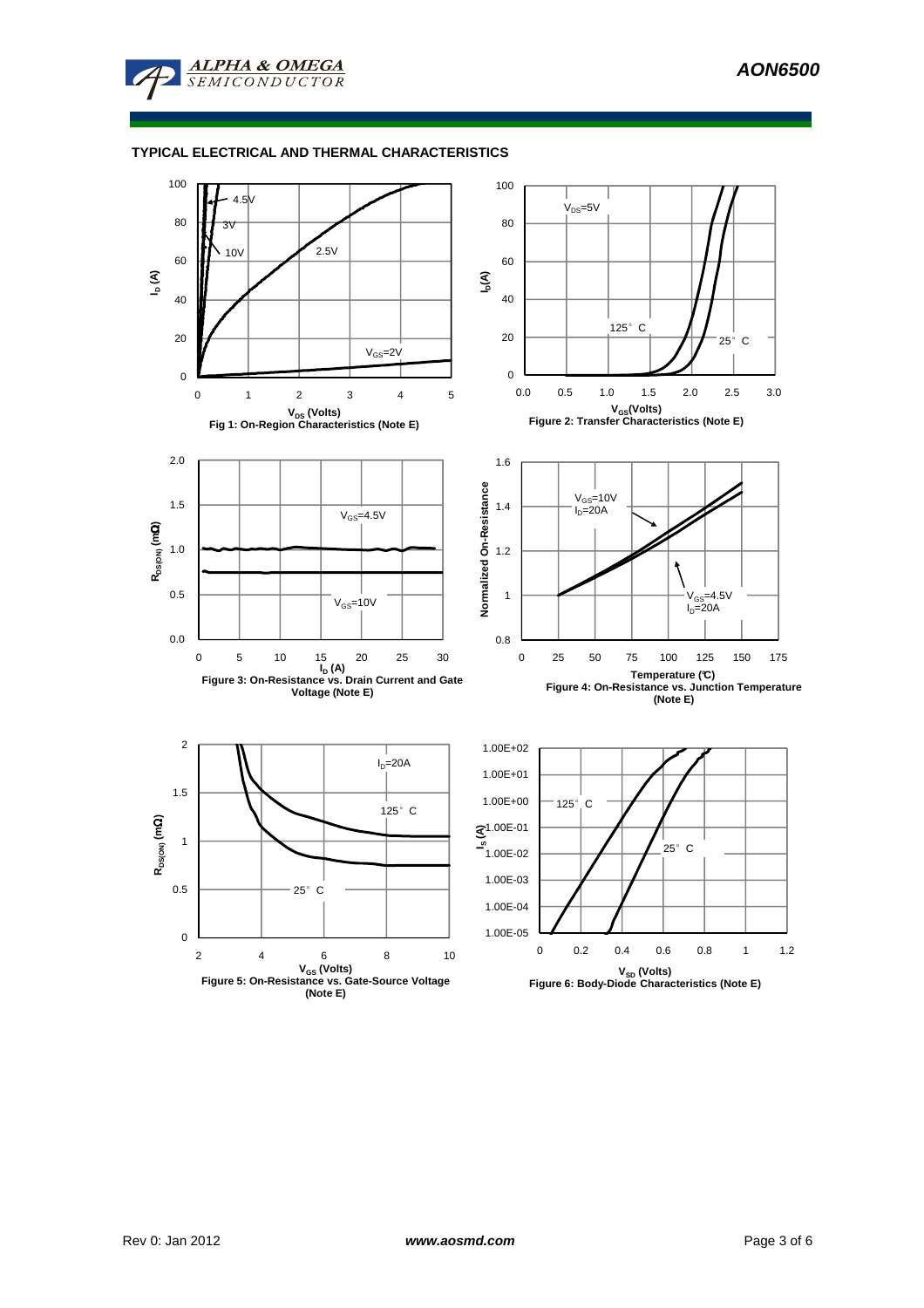## TYPICAL ELECTRICAL AND THERMAL CHARACTERISTICS

100
80
60
40
20
0
0 1 2 3 4 5
4.5V
3V
10V
2.5V
$V_{GS}$=2V
$I_D$ (A)
$V_{DS}$ (Volts)

Fig 1: On-Region Characteristics (Note E)

100
80
60
40
20
0
0.0 0.5 1.0 1.5 2.0 2.5 3.0
$V_{DS}$=5V
125° C
25° C
$I_D$(A)
$V_{GS}$(Volts)

Figure 2: Transfer Characteristics (Note E)

2.0
1.5
1.0
0.5
0.0
0 5 10 15 20 25 30
$V_{GS}$=4.5V
$V_{GS}$=10V
$R_{DS(ON)}$ (mΩ)
$I_D$ (A)

Figure 3: On-Resistance vs. Drain Current and Gate Voltage (Note E)

1.6
1.4
1.2
1
0.8
0 25 50 75 100 125 150 175
$V_{GS}$=10V
$I_D$=20A
$V_{GS}$=4.5V
$I_D$=20A
Normalized On-Resistance
Temperature (°C)

Figure 4: On-Resistance vs. Junction Temperature (Note E)

2
1.5
1
0.5
0
2 4 6 8 10
$I_D$=20A
125° C
25° C
$R_{DS(ON)}$ (mΩ)
$V_{GS}$ (Volts)

Figure 5: On-Resistance vs. Gate-Source Voltage (Note E)

1.00E+02
1.00E+01
1.00E+00
1.00E-01
1.00E-02
1.00E-03
1.00E-04
1.00E-05
0 0.2 0.4 0.6 0.8 1 1.2
125° C
25° C
$I_S$ (A)
$V_{SD}$ (Volts)

Figure 6: Body-Diode Characteristics (Note E)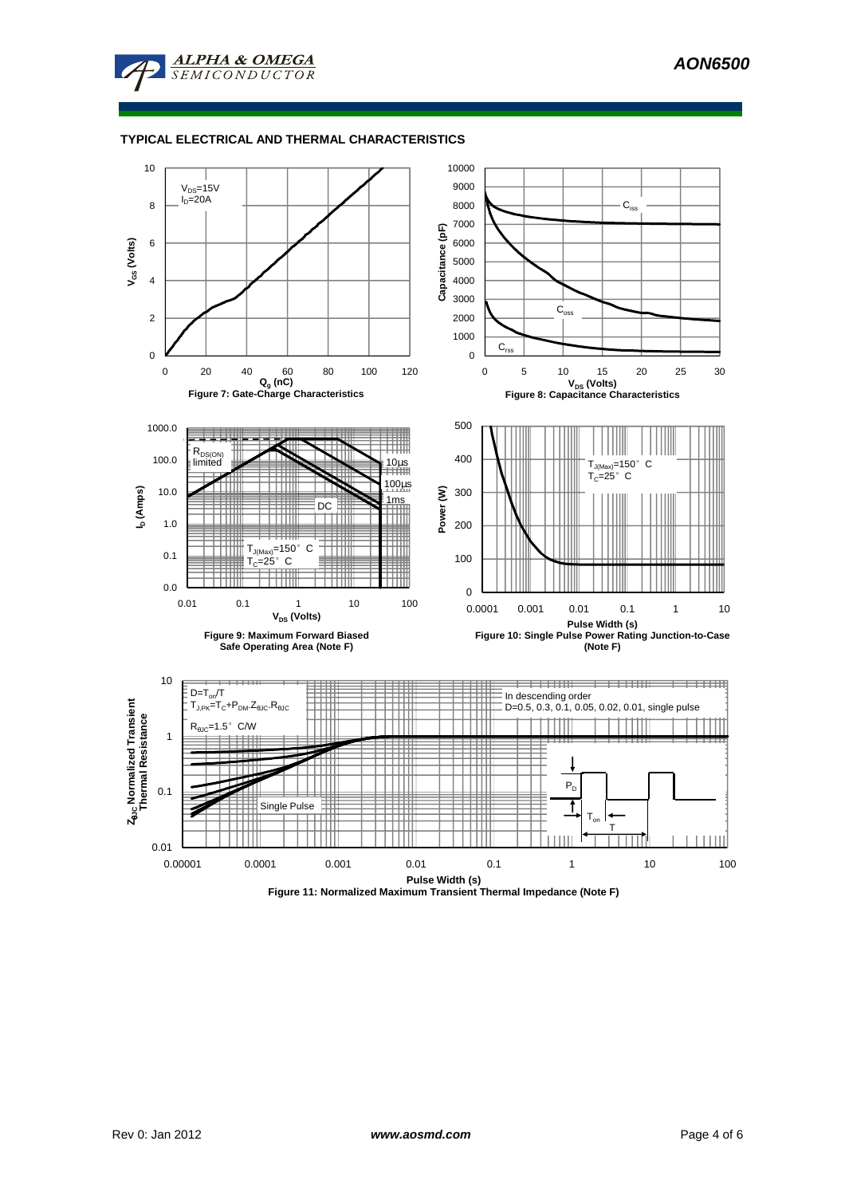## TYPICAL ELECTRICAL AND THERMAL CHARACTERISTICS

$V_{DS}$=15V
$I_D$=20A

$V_{GS}$ (Volts)

0
2
4
6
8
10

0 20 40 60 80 100 120

$Q_g$ (nC)

Figure 7: Gate-Charge Characteristics

Capacitance (pF)

0
1000
2000
3000
4000
5000
6000
7000
8000
9000
10000

0 5 10 15 20 25 30

$V_{DS}$ (Volts)

$C_{iss}$

$C_{oss}$

$C_{rss}$

Figure 8: Capacitance Characteristics

$I_D$ (Amps)

0.0
0.1
1.0
10.0
100.0
1000.0

0.01 0.1 1 10 100

$V_{DS}$ (Volts)

$R_{DS(ON)}$ limited

10µs

100µs

1ms

DC

$T_{J(Max)}$=150° C
$T_C$=25° C

Figure 9: Maximum Forward Biased Safe Operating Area (Note F)

Power (W)

0
100
200
300
400
500

0.0001 0.001 0.01 0.1 1 10

Pulse Width (s)

$T_{J(Max)}$=150° C
$T_C$=25° C

Figure 10: Single Pulse Power Rating Junction-to-Case (Note F)

$Z_{\theta JC}$ Normalized Transient Thermal Resistance

0.01
0.1
1
10

0.00001 0.0001 0.001 0.01 0.1 1 10 100

Pulse Width (s)

$D=T_{on}/T$
$T_{J,PK}=T_C+P_{DM}.Z_{\theta JC}.R_{\theta JC}$

$R_{\theta JC}$=1.5° C/W

In descending order
D=0.5, 0.3, 0.1, 0.05, 0.02, 0.01, single pulse

Single Pulse

$P_D$

$T_{on}$

T

Figure 11: Normalized Maximum Transient Thermal Impedance (Note F)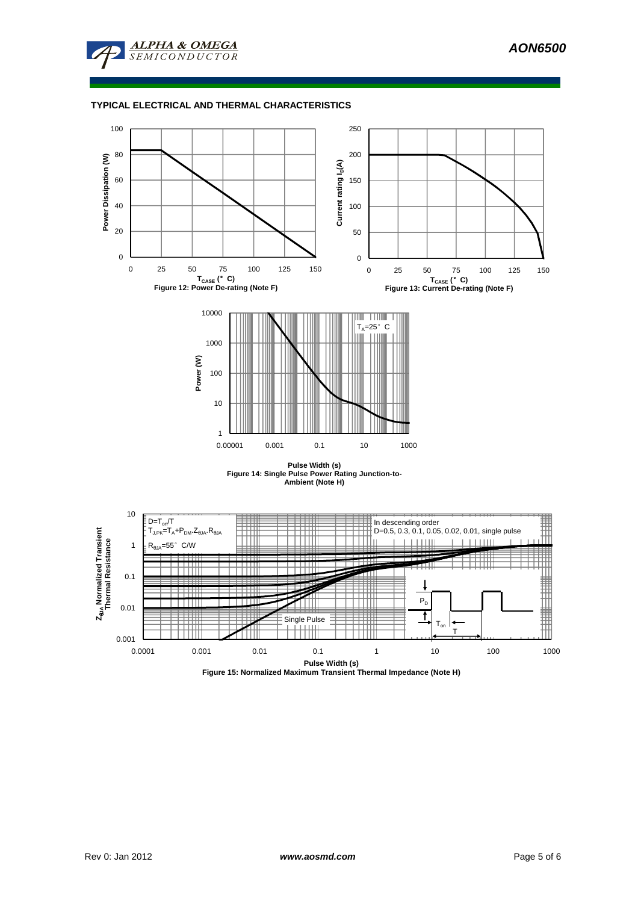## TYPICAL ELECTRICAL AND THERMAL CHARACTERISTICS

Power Dissipation (W)

100
80
60
40
20
0

0 25 50 75 100 125 150

$T_{CASE}$ (°C)

Figure 12: Power De-rating (Note F)

Current rating $I_D$(A)

250
200
150
100
50
0

0 25 50 75 100 125 150

$T_{CASE}$ (°C)

Figure 13: Current De-rating (Note F)

Power (W)

10000
1000
100
10
1

0.00001 0.001 0.1 10 1000

$T_A$=25°C

Pulse Width (s)

Figure 14: Single Pulse Power Rating Junction-to-Ambient (Note H)

$Z_{\theta JA}$ Normalized Transient Thermal Resistance

10
1
0.1
0.01
0.001

0.0001 0.001 0.01 0.1 1 10 100 1000

$D=T_{on}/T$

$T_{J,PK}=T_A+P_{DM}.Z_{\theta JA}.R_{\theta JA}$

$R_{\theta JA}$=55°C/W

In descending order

D=0.5, 0.3, 0.1, 0.05, 0.02, 0.01, single pulse

Single Pulse

$P_D$

$T_{on}$

T

Pulse Width (s)

Figure 15: Normalized Maximum Transient Thermal Impedance (Note H)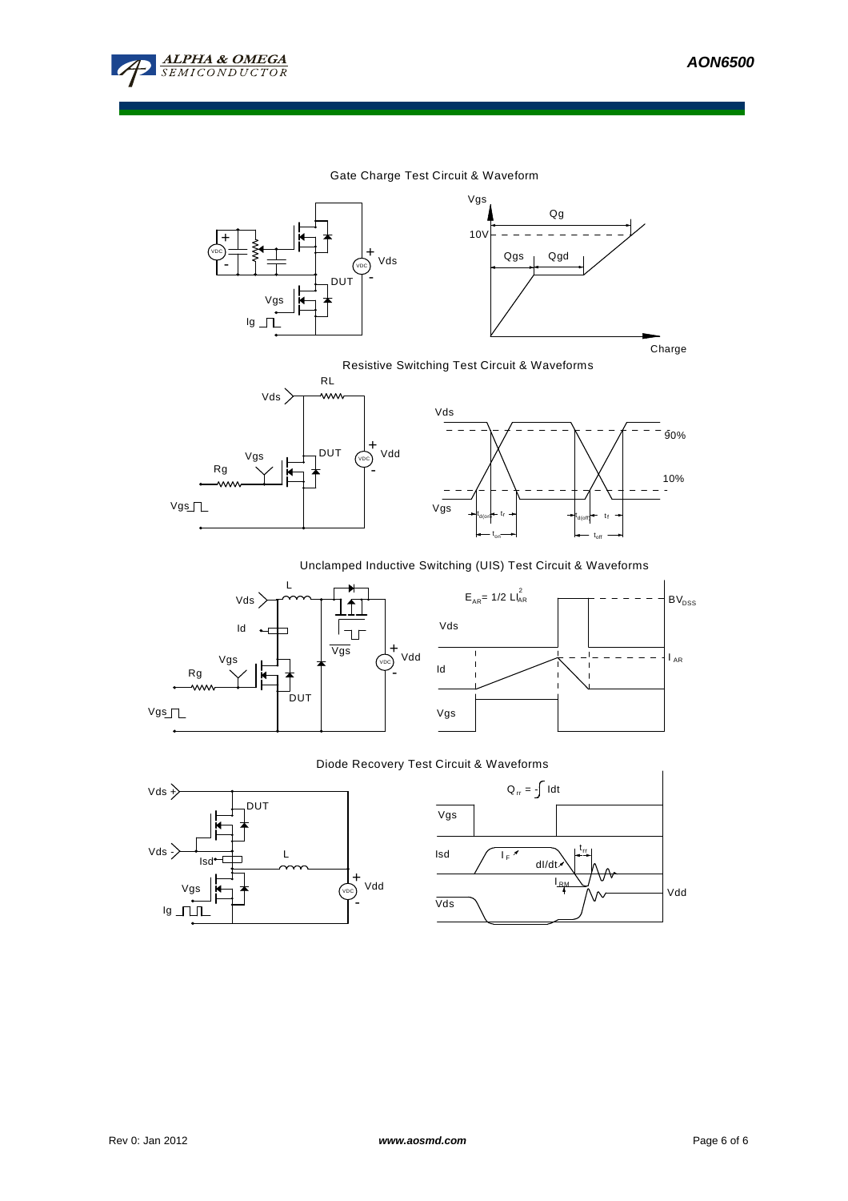Gate Charge Test Circuit & Waveform

VDC
DUT
Vds
Vgs
Ig

Vgs
Qg
10V
Qgs
Qgd
Charge

Resistive Switching Test Circuit & Waveforms

RL
Vds
Vgs
Rg
DUT
Vdd
VDC
Vgs

Vds
90%
10%
Vgs
$t_{d(on)}$
$t_r$
$t_{on}$
$t_{d(off)}$
$t_f$
$t_{off}$

Unclamped Inductive Switching (UIS) Test Circuit & Waveforms

L
Vds
Id
Vgs
Rg
DUT
Vgs
Vdd
VDC

$E_{AR} = 1/2\ LI_{AR}^2$
$BV_{DSS}$
Vds
Id
$I_{AR}$
Vgs

Diode Recovery Test Circuit & Waveforms

Vds +
DUT
Vds -
Isd
L
Vgs
Ig
Vdd
VDC

$Q_{rr} = -\int Idt$
Vgs
Isd
$I_F$
dI/dt
$t_{rr}$
$I_{RM}$
Vds
Vdd